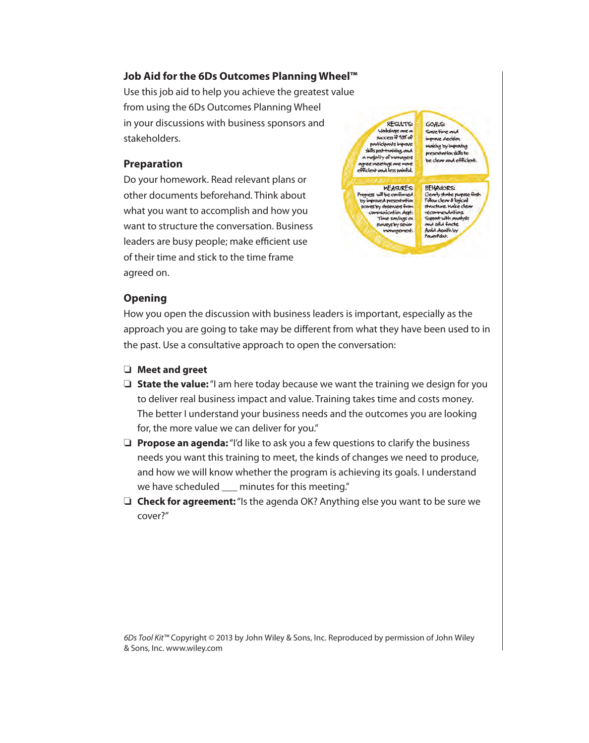## Job Aid for the 6Ds Outcomes Planning Wheel™

Use this job aid to help you achieve the greatest value from using the 6Ds Outcomes Planning Wheel in your discussions with business sponsors and stakeholders.

RESULTS: Workshops are a success if 90% of participants improve skills post-training, and a majority of managers agree meetings are more efficient and less painful.

GOALS: Save time and improve decision making by improving presentation skills to be clear and efficient.

MEASURES: Progress will be confirmed by improved presentation scores by observers from communication dept. Time savings on surveys by senior management.

BEHAVIORS: Clearly state purpose first. Follow clear & logical structure. Make clear recommendations. Support with analysis and solid facts. Avoid death by PowerPoint.

### Preparation

Do your homework. Read relevant plans or other documents beforehand. Think about what you want to accomplish and how you want to structure the conversation. Business leaders are busy people; make efficient use of their time and stick to the time frame agreed on.

### Opening

How you open the discussion with business leaders is important, especially as the approach you are going to take may be different from what they have been used to in the past. Use a consultative approach to open the conversation:

- ❏ **Meet and greet**
- ❏ **State the value:** "I am here today because we want the training we design for you to deliver real business impact and value. Training takes time and costs money. The better I understand your business needs and the outcomes you are looking for, the more value we can deliver for you."
- ❏ **Propose an agenda:** "I'd like to ask you a few questions to clarify the business needs you want this training to meet, the kinds of changes we need to produce, and how we will know whether the program is achieving its goals. I understand we have scheduled ___ minutes for this meeting."
- ❏ **Check for agreement:** "Is the agenda OK? Anything else you want to be sure we cover?"

*6Ds Tool Kit*™ Copyright © 2013 by John Wiley & Sons, Inc. Reproduced by permission of John Wiley & Sons, Inc. www.wiley.com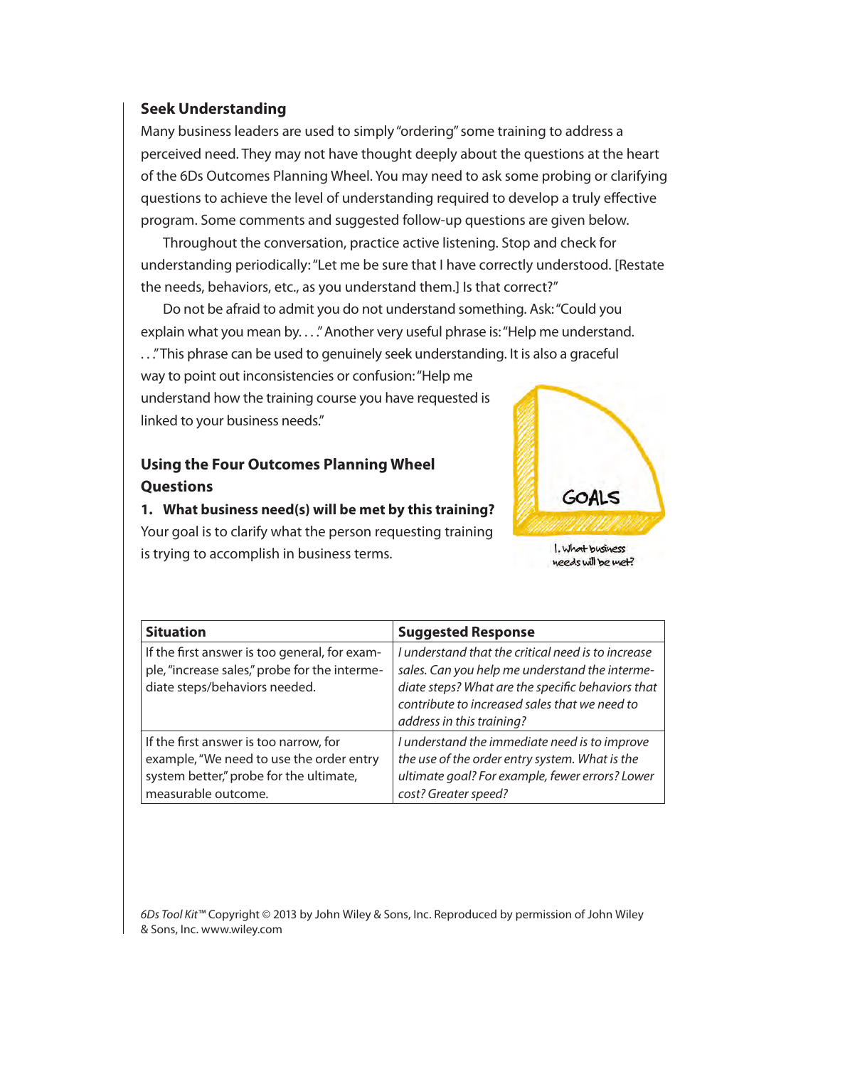## Seek Understanding

Many business leaders are used to simply "ordering" some training to address a perceived need. They may not have thought deeply about the questions at the heart of the 6Ds Outcomes Planning Wheel. You may need to ask some probing or clarifying questions to achieve the level of understanding required to develop a truly effective program. Some comments and suggested follow-up questions are given below.

Throughout the conversation, practice active listening. Stop and check for understanding periodically: "Let me be sure that I have correctly understood. [Restate the needs, behaviors, etc., as you understand them.] Is that correct?"

Do not be afraid to admit you do not understand something. Ask: "Could you explain what you mean by. . . ." Another very useful phrase is: "Help me understand. . . ." This phrase can be used to genuinely seek understanding. It is also a graceful way to point out inconsistencies or confusion: "Help me understand how the training course you have requested is linked to your business needs."

## Using the Four Outcomes Planning Wheel Questions

**1. What business need(s) will be met by this training?**

Your goal is to clarify what the person requesting training is trying to accomplish in business terms.

GOALS

1. What business needs will be met?

| Situation | Suggested Response |
|---|---|
| If the first answer is too general, for example, "increase sales," probe for the intermediate steps/behaviors needed. | *I understand that the critical need is to increase sales. Can you help me understand the intermediate steps? What are the specific behaviors that contribute to increased sales that we need to address in this training?* |
| If the first answer is too narrow, for example, "We need to use the order entry system better," probe for the ultimate, measurable outcome. | *I understand the immediate need is to improve the use of the order entry system. What is the ultimate goal? For example, fewer errors? Lower cost? Greater speed?* |

*6Ds Tool Kit*™ Copyright © 2013 by John Wiley & Sons, Inc. Reproduced by permission of John Wiley & Sons, Inc. www.wiley.com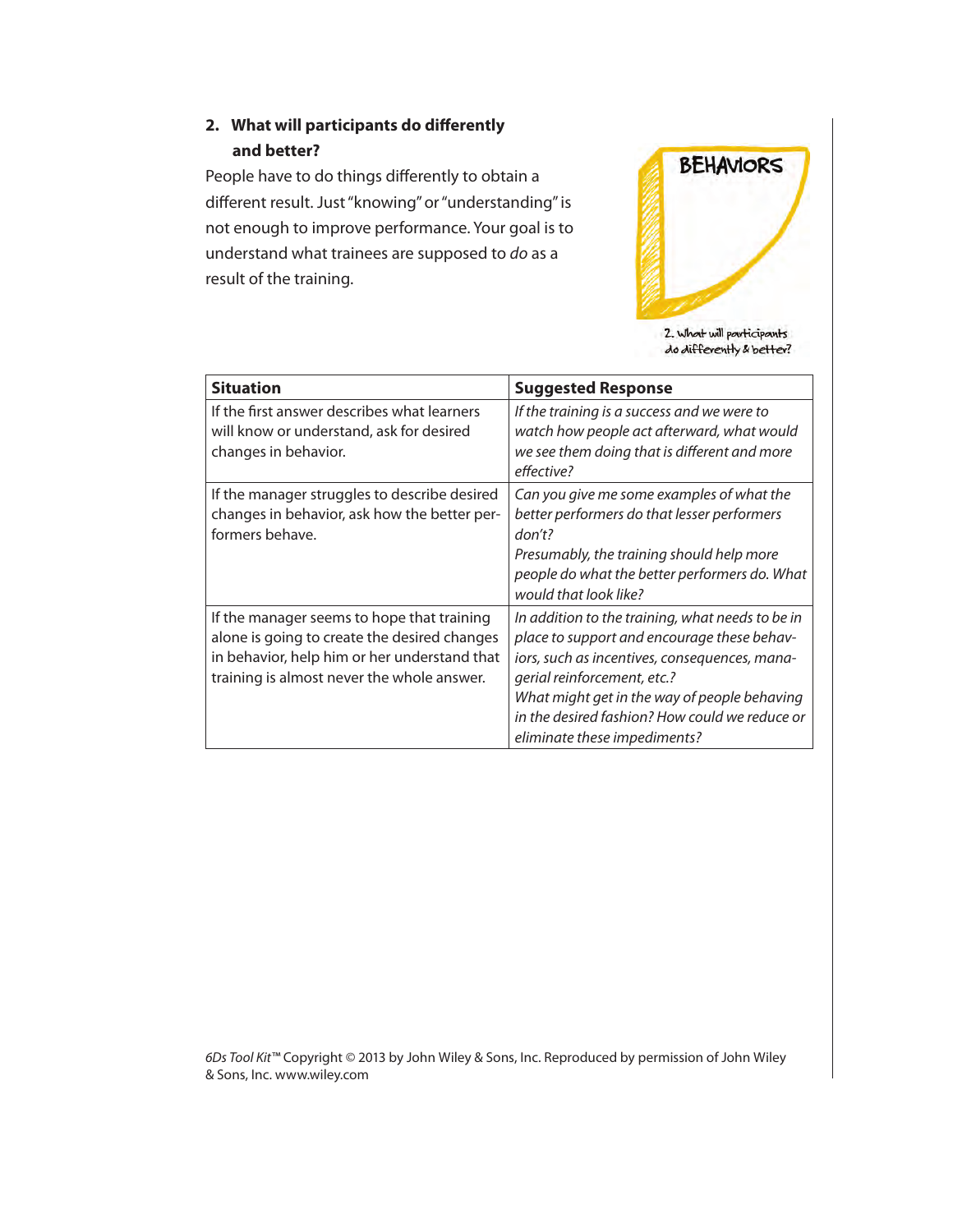### 2. What will participants do differently and better?

People have to do things differently to obtain a different result. Just "knowing" or "understanding" is not enough to improve performance. Your goal is to understand what trainees are supposed to *do* as a result of the training.

BEHAVIORS

2. What will participants do differently & better?

| Situation | Suggested Response |
|---|---|
| If the first answer describes what learners will know or understand, ask for desired changes in behavior. | *If the training is a success and we were to watch how people act afterward, what would we see them doing that is different and more effective?* |
| If the manager struggles to describe desired changes in behavior, ask how the better performers behave. | *Can you give me some examples of what the better performers do that lesser performers don't?* <br> *Presumably, the training should help more people do what the better performers do. What would that look like?* |
| If the manager seems to hope that training alone is going to create the desired changes in behavior, help him or her understand that training is almost never the whole answer. | *In addition to the training, what needs to be in place to support and encourage these behaviors, such as incentives, consequences, managerial reinforcement, etc.?* <br> *What might get in the way of people behaving in the desired fashion? How could we reduce or eliminate these impediments?* |

*6Ds Tool Kit*™ Copyright © 2013 by John Wiley & Sons, Inc. Reproduced by permission of John Wiley & Sons, Inc. www.wiley.com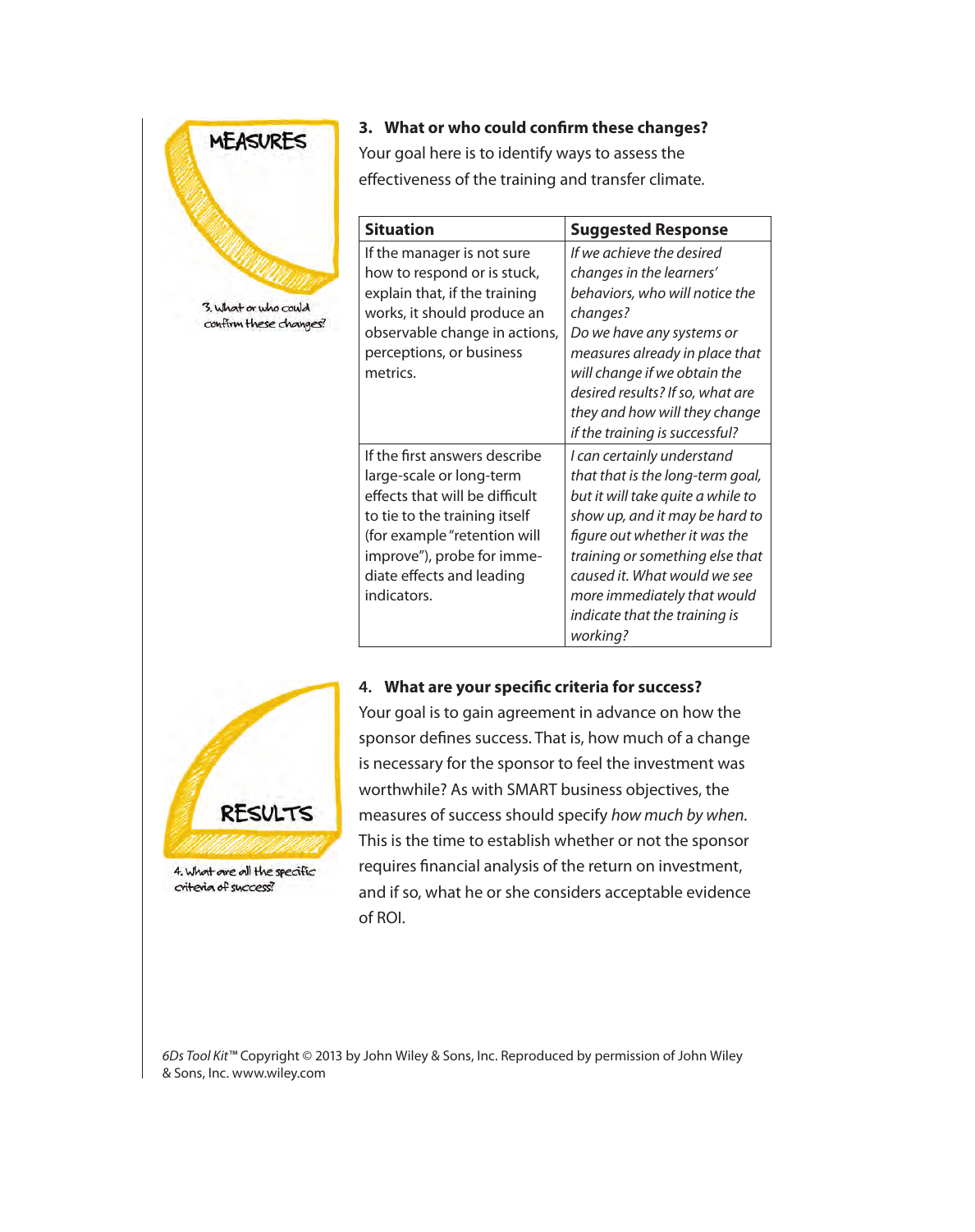MEASURES

3. What or who could confirm these changes?

### 3. What or who could confirm these changes?

Your goal here is to identify ways to assess the effectiveness of the training and transfer climate.

| Situation | Suggested Response |
|---|---|
| If the manager is not sure how to respond or is stuck, explain that, if the training works, it should produce an observable change in actions, perceptions, or business metrics. | *If we achieve the desired changes in the learners' behaviors, who will notice the changes?* *Do we have any systems or measures already in place that will change if we obtain the desired results? If so, what are they and how will they change if the training is successful?* |
| If the first answers describe large-scale or long-term effects that will be difficult to tie to the training itself (for example "retention will improve"), probe for immediate effects and leading indicators. | *I can certainly understand that that is the long-term goal, but it will take quite a while to show up, and it may be hard to figure out whether it was the training or something else that caused it. What would we see more immediately that would indicate that the training is working?* |

RESULTS

4. What are all the specific criteria of success?

### 4. What are your specific criteria for success?

Your goal is to gain agreement in advance on how the sponsor defines success. That is, how much of a change is necessary for the sponsor to feel the investment was worthwhile? As with SMART business objectives, the measures of success should specify *how much by when.* This is the time to establish whether or not the sponsor requires financial analysis of the return on investment, and if so, what he or she considers acceptable evidence of ROI.

*6Ds Tool Kit*™ Copyright © 2013 by John Wiley & Sons, Inc. Reproduced by permission of John Wiley & Sons, Inc. www.wiley.com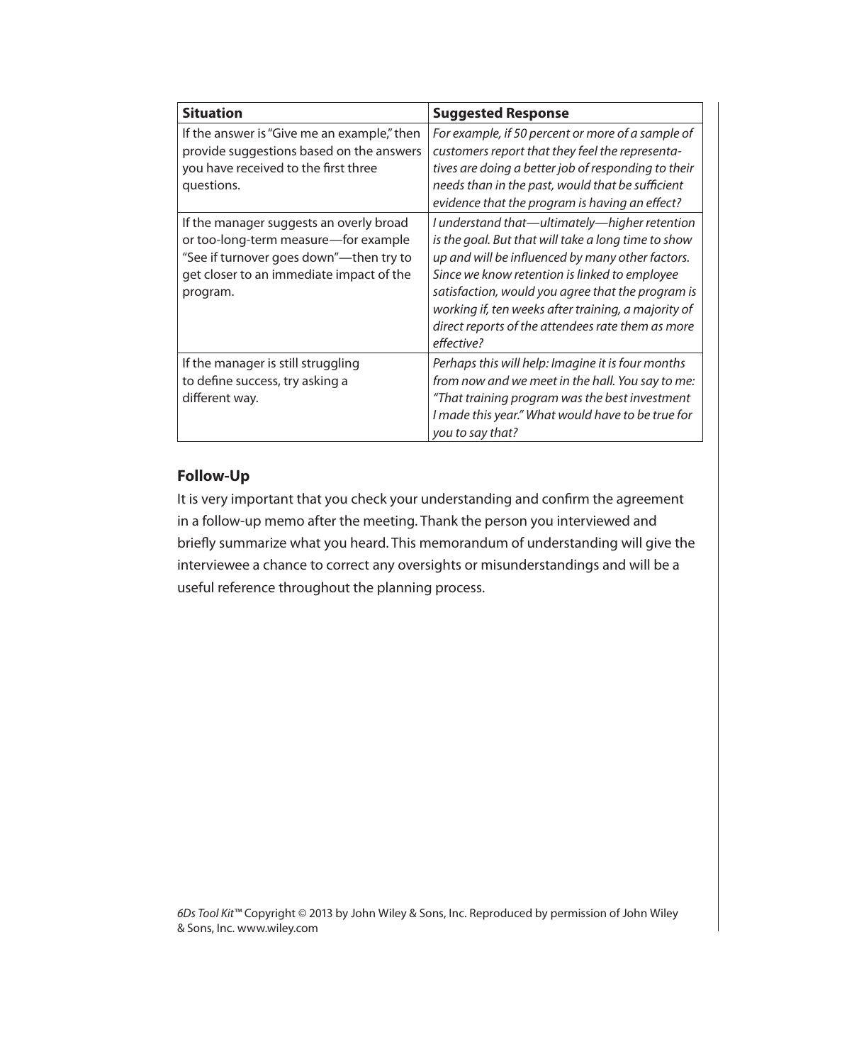| Situation | Suggested Response |
|---|---|
| If the answer is "Give me an example," then provide suggestions based on the answers you have received to the first three questions. | *For example, if 50 percent or more of a sample of customers report that they feel the representatives are doing a better job of responding to their needs than in the past, would that be sufficient evidence that the program is having an effect?* |
| If the manager suggests an overly broad or too-long-term measure—for example "See if turnover goes down"—then try to get closer to an immediate impact of the program. | *I understand that—ultimately—higher retention is the goal. But that will take a long time to show up and will be influenced by many other factors. Since we know retention is linked to employee satisfaction, would you agree that the program is working if, ten weeks after training, a majority of direct reports of the attendees rate them as more effective?* |
| If the manager is still struggling to define success, try asking a different way. | *Perhaps this will help: Imagine it is four months from now and we meet in the hall. You say to me: "That training program was the best investment I made this year." What would have to be true for you to say that?* |

### Follow-Up

It is very important that you check your understanding and confirm the agreement in a follow-up memo after the meeting. Thank the person you interviewed and briefly summarize what you heard. This memorandum of understanding will give the interviewee a chance to correct any oversights or misunderstandings and will be a useful reference throughout the planning process.

*6Ds Tool Kit*™ Copyright © 2013 by John Wiley & Sons, Inc. Reproduced by permission of John Wiley & Sons, Inc. www.wiley.com